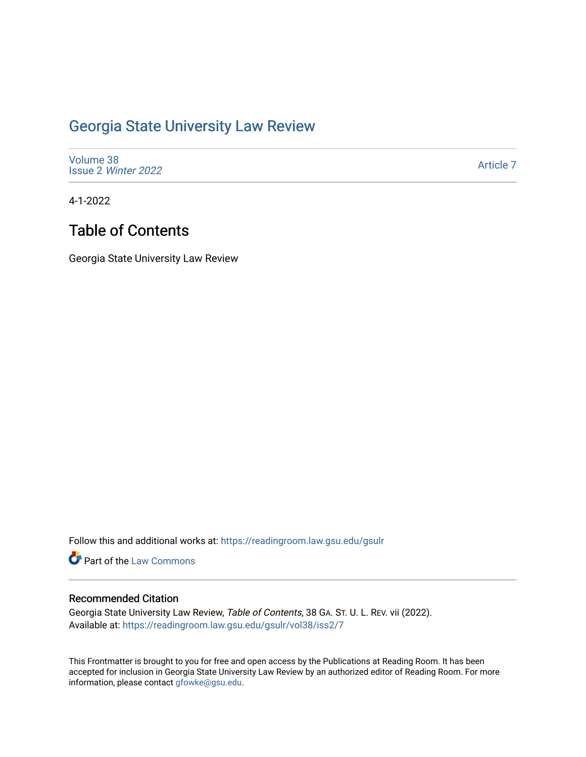# Georgia State University Law Review

Volume 38
Issue 2 *Winter 2022*

Article 7

4-1-2022

## Table of Contents

Georgia State University Law Review

Follow this and additional works at: https://readingroom.law.gsu.edu/gsulr

Part of the Law Commons

### Recommended Citation

Georgia State University Law Review, *Table of Contents*, 38 GA. ST. U. L. REV. vii (2022).
Available at: https://readingroom.law.gsu.edu/gsulr/vol38/iss2/7

This Frontmatter is brought to you for free and open access by the Publications at Reading Room. It has been accepted for inclusion in Georgia State University Law Review by an authorized editor of Reading Room. For more information, please contact gfowke@gsu.edu.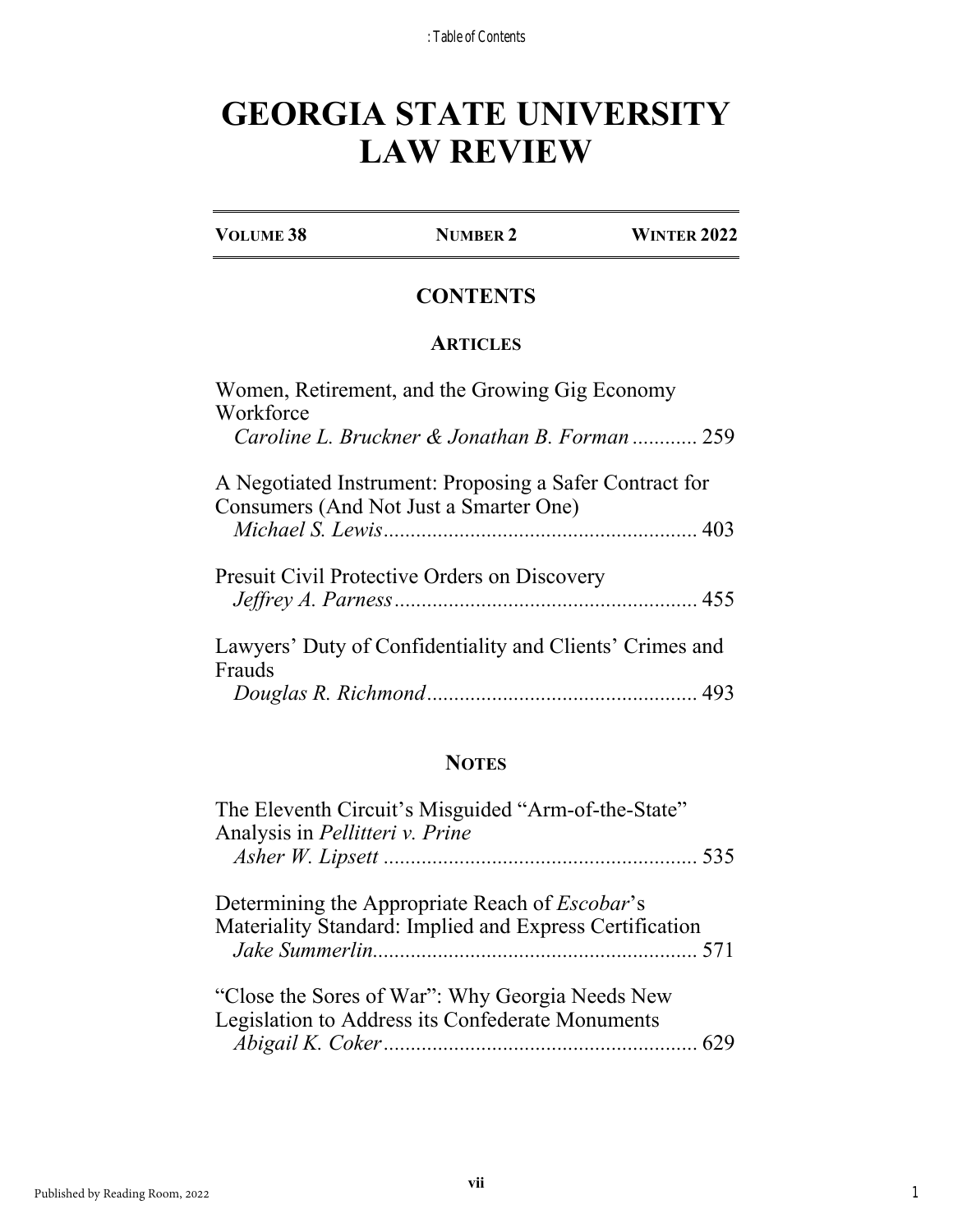# GEORGIA STATE UNIVERSITY LAW REVIEW

**VOLUME 38** **NUMBER 2** **WINTER 2022**

## CONTENTS

### ARTICLES

Women, Retirement, and the Growing Gig Economy Workforce
*Caroline L. Bruckner & Jonathan B. Forman* ............ 259

A Negotiated Instrument: Proposing a Safer Contract for Consumers (And Not Just a Smarter One)
*Michael S. Lewis* .......................................................... 403

Presuit Civil Protective Orders on Discovery
*Jeffrey A. Parness* ........................................................ 455

Lawyers' Duty of Confidentiality and Clients' Crimes and Frauds
*Douglas R. Richmond* .................................................. 493

### NOTES

The Eleventh Circuit's Misguided "Arm-of-the-State" Analysis in *Pellitteri v. Prine*
*Asher W. Lipsett* .......................................................... 535

Determining the Appropriate Reach of *Escobar*'s Materiality Standard: Implied and Express Certification
*Jake Summerlin* ............................................................ 571

"Close the Sores of War": Why Georgia Needs New Legislation to Address its Confederate Monuments
*Abigail K. Coker* .......................................................... 629